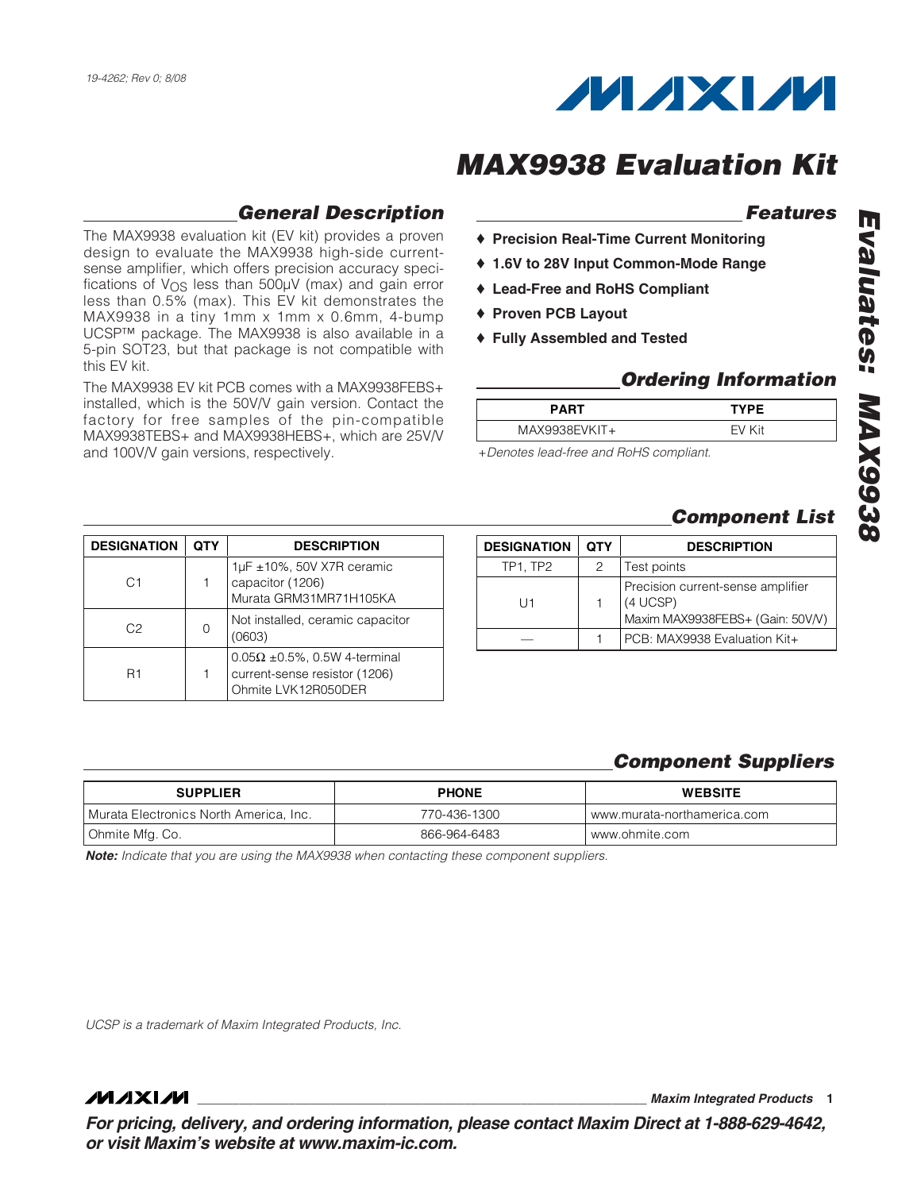19-4262; Rev 0; 8/08

# MAX9938 Evaluation Kit

## General Description

The MAX9938 evaluation kit (EV kit) provides a proven design to evaluate the MAX9938 high-side current-sense amplifier, which offers precision accuracy specifications of $V_{OS}$ less than 500µV (max) and gain error less than 0.5% (max). This EV kit demonstrates the MAX9938 in a tiny 1mm x 1mm x 0.6mm, 4-bump UCSP™ package. The MAX9938 is also available in a 5-pin SOT23, but that package is not compatible with this EV kit.

The MAX9938 EV kit PCB comes with a MAX9938FEBS+ installed, which is the 50V/V gain version. Contact the factory for free samples of the pin-compatible MAX9938TEBS+ and MAX9938HEBS+, which are 25V/V and 100V/V gain versions, respectively.

## Features

- ♦ **Precision Real-Time Current Monitoring**
- ♦ **1.6V to 28V Input Common-Mode Range**
- ♦ **Lead-Free and RoHS Compliant**
- ♦ **Proven PCB Layout**
- ♦ **Fully Assembled and Tested**

## Ordering Information

| PART | TYPE |
|---|---|
| MAX9938EVKIT+ | EV Kit |

*+Denotes lead-free and RoHS compliant.*

## Component List

| DESIGNATION | QTY | DESCRIPTION |
|---|---|---|
| C1 | 1 | 1µF ±10%, 50V X7R ceramic capacitor (1206) Murata GRM31MR71H105KA |
| C2 | 0 | Not installed, ceramic capacitor (0603) |
| R1 | 1 | 0.05Ω ±0.5%, 0.5W 4-terminal current-sense resistor (1206) Ohmite LVK12R050DER |
| TP1, TP2 | 2 | Test points |
| U1 | 1 | Precision current-sense amplifier (4 UCSP) Maxim MAX9938FEBS+ (Gain: 50V/V) |
| — | 1 | PCB: MAX9938 Evaluation Kit+ |

## Component Suppliers

| SUPPLIER | PHONE | WEBSITE |
|---|---|---|
| Murata Electronics North America, Inc. | 770-436-1300 | www.murata-northamerica.com |
| Ohmite Mfg. Co. | 866-964-6483 | www.ohmite.com |

***Note:*** *Indicate that you are using the MAX9938 when contacting these component suppliers.*

*UCSP is a trademark of Maxim Integrated Products, Inc.*

***For pricing, delivery, and ordering information, please contact Maxim Direct at 1-888-629-4642, or visit Maxim's website at www.maxim-ic.com.***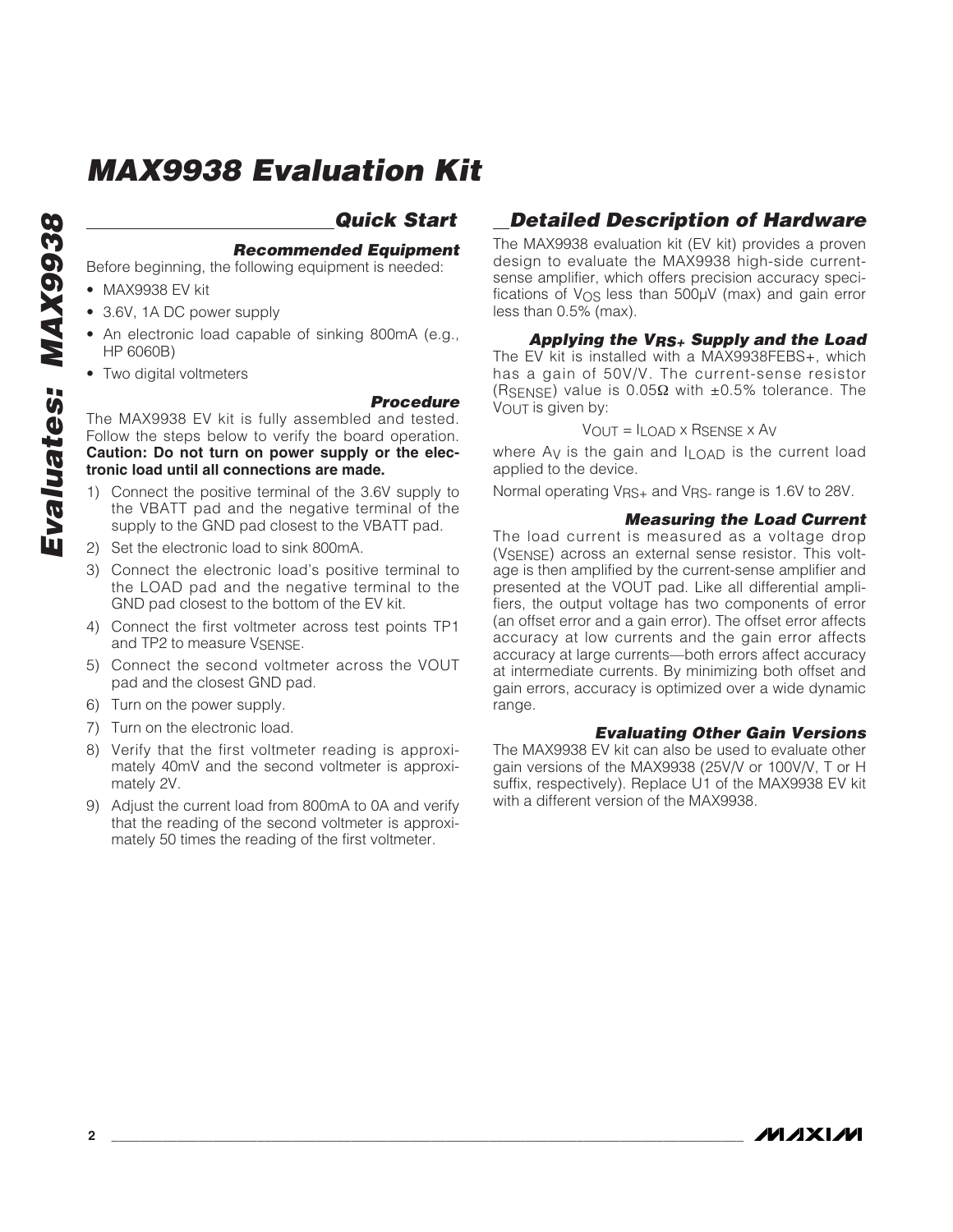# MAX9938 Evaluation Kit

## Quick Start

### Recommended Equipment

Before beginning, the following equipment is needed:

- MAX9938 EV kit
- 3.6V, 1A DC power supply
- An electronic load capable of sinking 800mA (e.g., HP 6060B)
- Two digital voltmeters

### Procedure

The MAX9938 EV kit is fully assembled and tested. Follow the steps below to verify the board operation. **Caution: Do not turn on power supply or the electronic load until all connections are made.**

1) Connect the positive terminal of the 3.6V supply to the VBATT pad and the negative terminal of the supply to the GND pad closest to the VBATT pad.
2) Set the electronic load to sink 800mA.
3) Connect the electronic load's positive terminal to the LOAD pad and the negative terminal to the GND pad closest to the bottom of the EV kit.
4) Connect the first voltmeter across test points TP1 and TP2 to measure $V_{SENSE}$.
5) Connect the second voltmeter across the VOUT pad and the closest GND pad.
6) Turn on the power supply.
7) Turn on the electronic load.
8) Verify that the first voltmeter reading is approximately 40mV and the second voltmeter is approximately 2V.
9) Adjust the current load from 800mA to 0A and verify that the reading of the second voltmeter is approximately 50 times the reading of the first voltmeter.

## Detailed Description of Hardware

The MAX9938 evaluation kit (EV kit) provides a proven design to evaluate the MAX9938 high-side current-sense amplifier, which offers precision accuracy specifications of $V_{OS}$ less than 500µV (max) and gain error less than 0.5% (max).

### Applying the $V_{RS+}$ Supply and the Load

The EV kit is installed with a MAX9938FEBS+, which has a gain of 50V/V. The current-sense resistor ($R_{SENSE}$) value is 0.05Ω with ±0.5% tolerance. The $V_{OUT}$ is given by:

$$V_{OUT} = I_{LOAD} \times R_{SENSE} \times A_V$$

where $A_V$ is the gain and $I_{LOAD}$ is the current load applied to the device.

Normal operating $V_{RS+}$ and $V_{RS-}$ range is 1.6V to 28V.

### Measuring the Load Current

The load current is measured as a voltage drop ($V_{SENSE}$) across an external sense resistor. This voltage is then amplified by the current-sense amplifier and presented at the VOUT pad. Like all differential amplifiers, the output voltage has two components of error (an offset error and a gain error). The offset error affects accuracy at low currents and the gain error affects accuracy at large currents—both errors affect accuracy at intermediate currents. By minimizing both offset and gain errors, accuracy is optimized over a wide dynamic range.

### Evaluating Other Gain Versions

The MAX9938 EV kit can also be used to evaluate other gain versions of the MAX9938 (25V/V or 100V/V, T or H suffix, respectively). Replace U1 of the MAX9938 EV kit with a different version of the MAX9938.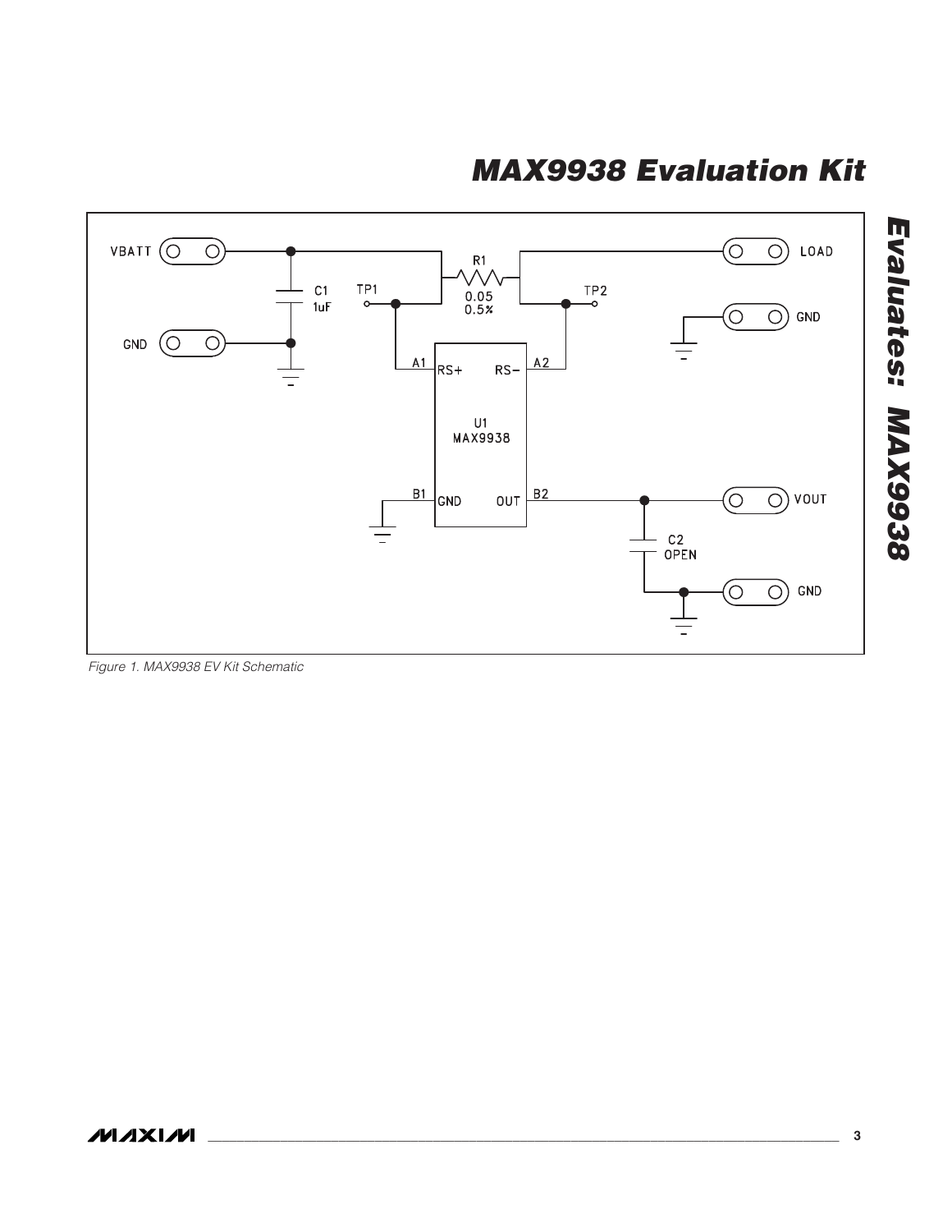Figure 1. MAX9938 EV Kit Schematic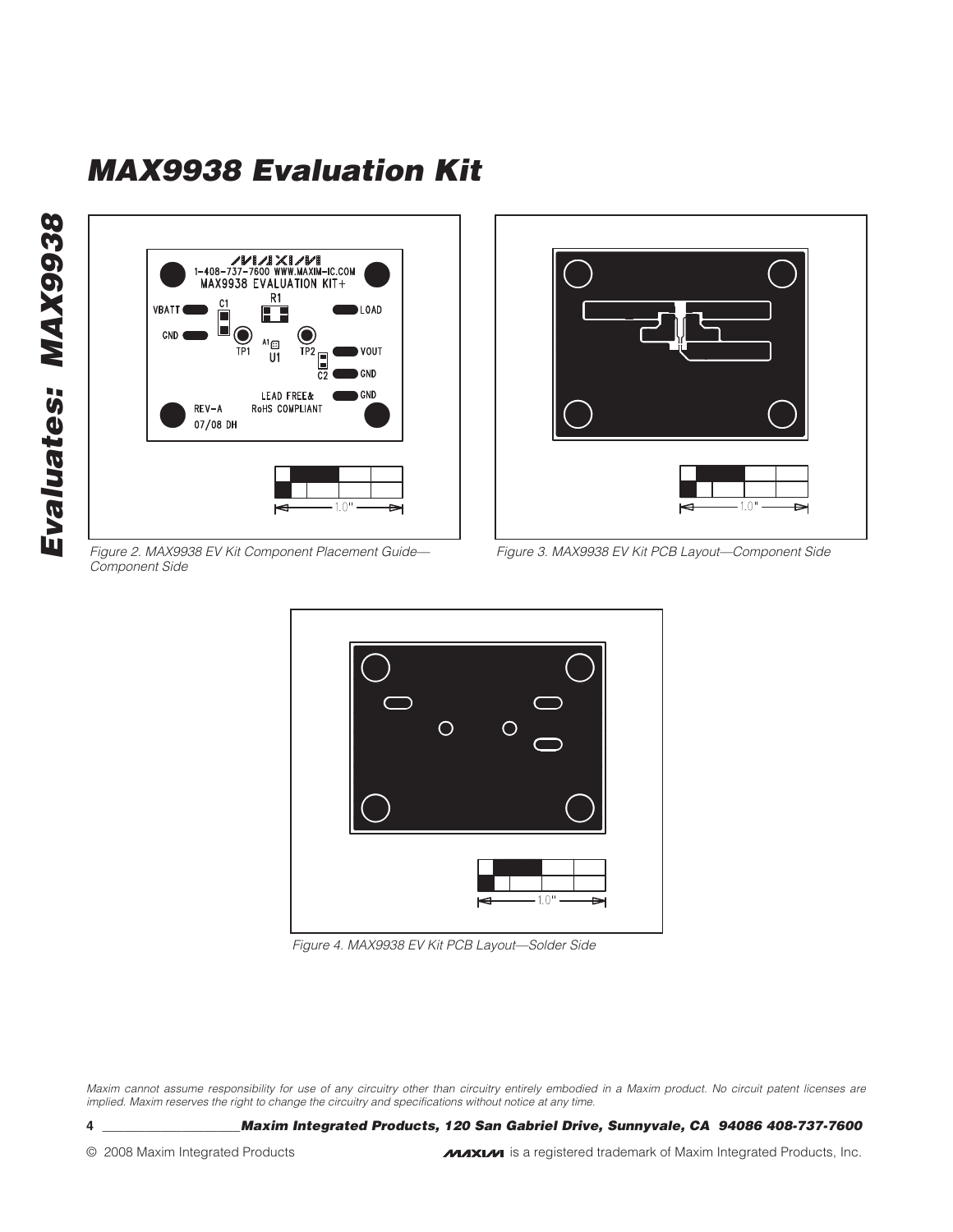# MAX9938 Evaluation Kit

1-408-737-7600 WWW.MAXIM-IC.COM
MAX9938 EVALUATION KIT+
R1
VBATT
C1
LOAD
GND
TP1
A1
U1
TP2
VOUT
C2
GND
LEAD FREE&
RoHS COMPLIANT
GND
REV-A
07/08 DH

1.0"

Figure 2. MAX9938 EV Kit Component Placement Guide—Component Side

1.0"

Figure 3. MAX9938 EV Kit PCB Layout—Component Side

1.0"

Figure 4. MAX9938 EV Kit PCB Layout—Solder Side

*Maxim cannot assume responsibility for use of any circuitry other than circuitry entirely embodied in a Maxim product. No circuit patent licenses are implied. Maxim reserves the right to change the circuitry and specifications without notice at any time.*

***Maxim Integrated Products, 120 San Gabriel Drive, Sunnyvale, CA 94086 408-737-7600***

© 2008 Maxim Integrated Products

MAXIM is a registered trademark of Maxim Integrated Products, Inc.